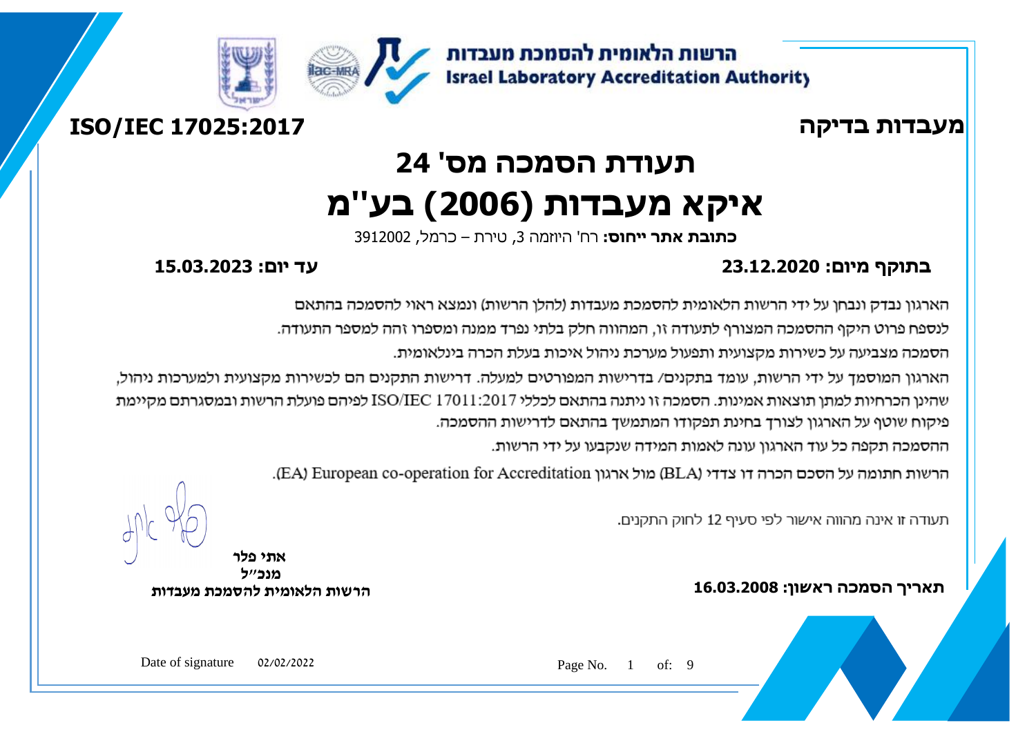הרשות הלאומית להסמכת מעבדות
Israel Laboratory Accreditation Authority

**מעבדות בדיקה** **ISO/IEC 17025:2017**

# תעודת הסמכה מס' 24

# איקא מעבדות (2006) בע"מ

**כתובת אתר ייחוס:** רח' היוזמה 3, טירת – כרמל, 3912002

**בתוקף מיום: 23.12.2020** **עד יום: 15.03.2023**

הארגון נבדק ונבחן על ידי הרשות הלאומית להסמכת מעבדות (להלן הרשות) ונמצא ראוי להסמכה בהתאם לנספח פרוט היקף ההסמכה המצורף לתעודה זו, המהווה חלק בלתי נפרד ממנה ומספרו זהה למספר התעודה.
הסמכה מצביעה על כשירות מקצועית ותפעול מערכת ניהול איכות בעלת הכרה בינלאומית.
הארגון המוסמך על ידי הרשות, עומד בתקנים/ בדרישות המפורטים למעלה. דרישות התקנים הם לכשירות מקצועית ולמערכות ניהול, שהינן הכרחיות למתן תוצאות אמינות. הסמכה זו ניתנה בהתאם לכללי ISO/IEC 17011:2017 לפיהם פועלת הרשות ובמסגרתם מקיימת פיקוח שוטף על הארגון לצורך בחינת תפקודו המתמשך בהתאם לדרישות ההסמכה.
ההסמכה תקפה כל עוד הארגון עונה לאמות המידה שנקבעו על ידי הרשות.
הרשות חתומה על הסכם הכרה דו צדדי (BLA) מול ארגון European co-operation for Accreditation (EA).

תעודה זו אינה מהווה אישור לפי סעיף 12 לחוק התקנים.

**אתי פלר**
**מנכ"ל**
**הרשות הלאומית להסמכת מעבדות**

**תאריך הסמכה ראשון: 16.03.2008**

Date of signature 02/02/2022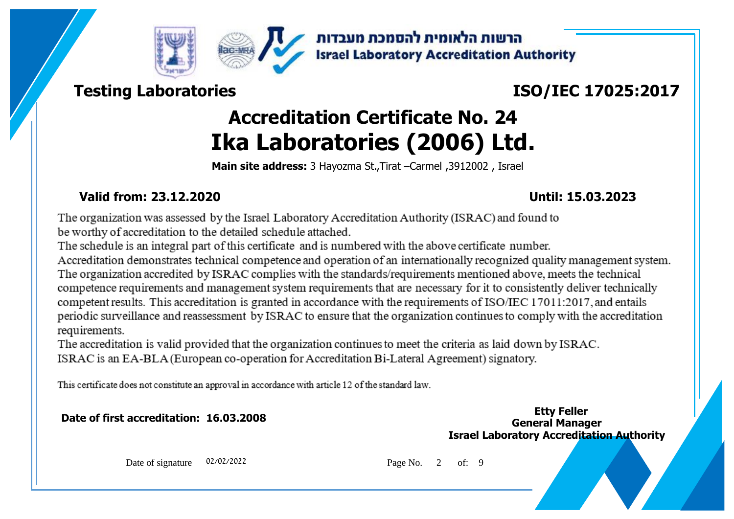הרשות הלאומית להסמכת מעבדות
**Israel Laboratory Accreditation Authority**

**Testing Laboratories** **ISO/IEC 17025:2017**

# Accreditation Certificate No. 24
# Ika Laboratories (2006) Ltd.

**Main site address:** 3 Hayozma St.,Tirat –Carmel ,3912002 , Israel

**Valid from: 23.12.2020** **Until: 15.03.2023**

The organization was assessed by the Israel Laboratory Accreditation Authority (ISRAC) and found to be worthy of accreditation to the detailed schedule attached.
The schedule is an integral part of this certificate and is numbered with the above certificate number.
Accreditation demonstrates technical competence and operation of an internationally recognized quality management system. The organization accredited by ISRAC complies with the standards/requirements mentioned above, meets the technical competence requirements and management system requirements that are necessary for it to consistently deliver technically competent results. This accreditation is granted in accordance with the requirements of ISO/IEC 17011:2017, and entails periodic surveillance and reassessment by ISRAC to ensure that the organization continues to comply with the accreditation requirements.
The accreditation is valid provided that the organization continues to meet the criteria as laid down by ISRAC.
ISRAC is an EA-BLA (European co-operation for Accreditation Bi-Lateral Agreement) signatory.

This certificate does not constitute an approval in accordance with article 12 of the standard law.

**Date of first accreditation: 16.03.2008**

**Etty Feller**
**General Manager**
**Israel Laboratory Accreditation Authority**

Date of signature 02/02/2022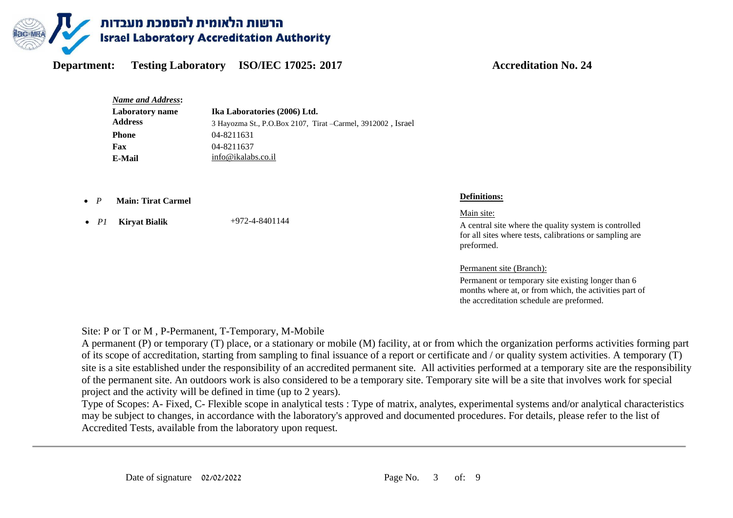הרשות הלאומית להסמכת מעבדות
**Israel Laboratory Accreditation Authority**

**Department: Testing Laboratory ISO/IEC 17025: 2017** **Accreditation No. 24**

***Name and Address*:**

| | |
|---|---|
| **Laboratory name** | **Ika Laboratories (2006) Ltd.** |
| **Address** | 3 Hayozma St., P.O.Box 2107, Tirat –Carmel, 3912002 , Israel |
| **Phone** | 04-8211631 |
| **Fax** | 04-8211637 |
| **E-Mail** | info@ikalabs.co.il |

- *P* **Main: Tirat Carmel**
- *P1* **Kiryat Bialik** +972-4-8401144

**Definitions:**

Main site:

A central site where the quality system is controlled for all sites where tests, calibrations or sampling are preformed.

Permanent site (Branch):

Permanent or temporary site existing longer than 6 months where at, or from which, the activities part of the accreditation schedule are preformed.

Site: P or T or M , P-Permanent, T-Temporary, M-Mobile

A permanent (P) or temporary (T) place, or a stationary or mobile (M) facility, at or from which the organization performs activities forming part of its scope of accreditation, starting from sampling to final issuance of a report or certificate and / or quality system activities. A temporary (T) site is a site established under the responsibility of an accredited permanent site. All activities performed at a temporary site are the responsibility of the permanent site. An outdoors work is also considered to be a temporary site. Temporary site will be a site that involves work for special project and the activity will be defined in time (up to 2 years).

Type of Scopes: A- Fixed, C- Flexible scope in analytical tests : Type of matrix, analytes, experimental systems and/or analytical characteristics may be subject to changes, in accordance with the laboratory's approved and documented procedures. For details, please refer to the list of Accredited Tests, available from the laboratory upon request.

Date of signature 02/02/2022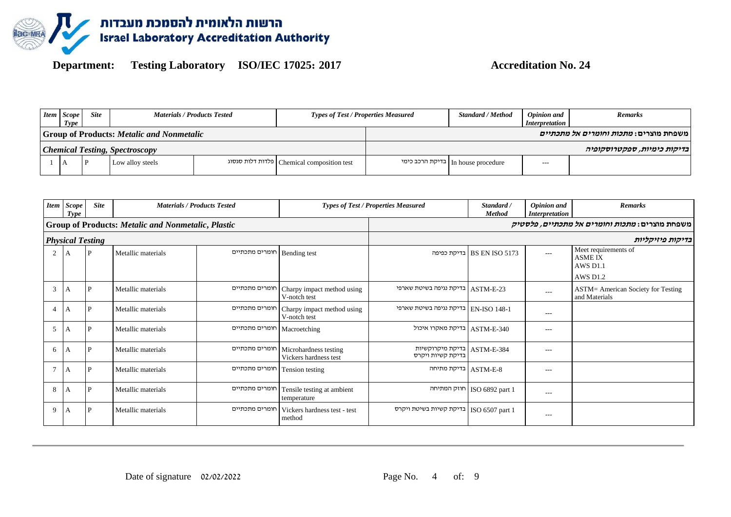# הרשות הלאומית להסמכת מעבדות
# Israel Laboratory Accreditation Authority

**Department: Testing Laboratory ISO/IEC 17025: 2017** **Accreditation No. 24**

| Item | Scope Type | Site | Materials / Products Tested | | Types of Test / Properties Measured | | Standard / Method | Opinion and Interpretation | Remarks |
|---|---|---|---|---|---|---|---|---|---|
| **Group of Products: *Metalic and Nonmetalic*** | | | | | **משפחת מוצרים: *מתכות וחומרים אל מתכתיים*** | | | | |
| ***Chemical Testing, Spectroscopy*** | | | | | ***בדיקות כימיות, ספקטרוסקופיה*** | | | | |
| 1 | A | P | Low alloy steels | פלדות דלות סגסוג | Chemical composition test | בדיקת הרכב כימי | In house procedure | --- | |

| Item | Scope Type | Site | Materials / Products Tested | | Types of Test / Properties Measured | | Standard / Method | Opinion and Interpretation | Remarks |
|---|---|---|---|---|---|---|---|---|---|
| **Group of Products: *Metalic and Nonmetalic, Plastic*** | | | | | **משפחת מוצרים: *מתכות וחומרים אל מתכתיים, פלסטיק*** | | | | |
| ***Physical Testing*** | | | | | ***בדיקות פיזיקליות*** | | | | |
| 2 | A | P | Metallic materials | חומרים מתכתיים | Bending test | בדיקת כפיפה | BS EN ISO 5173 | --- | Meet requirements of ASME IX AWS D1.1 AWS D1.2 |
| 3 | A | P | Metallic materials | חומרים מתכתיים | Charpy impact method using V-notch test | בדיקת נגיפה בשיטת שארפי | ASTM-E-23 | --- | ASTM= American Society for Testing and Materials |
| 4 | A | P | Metallic materials | חומרים מתכתיים | Charpy impact method using V-notch test | בדיקת נגיפה בשיטת שארפי | EN-ISO 148-1 | --- | |
| 5 | A | P | Metallic materials | חומרים מתכתיים | Macroetching | בדיקת מאקרו איכול | ASTM-E-340 | --- | |
| 6 | A | P | Metallic materials | חומרים מתכתיים | Microhardness testing Vickers hardness test | בדיקת מיקרוקשיות בדיקת קשיות ויקרס | ASTM-E-384 | --- | |
| 7 | A | P | Metallic materials | חומרים מתכתיים | Tension testing | בדיקת מתיחה | ASTM-E-8 | --- | |
| 8 | A | P | Metallic materials | חומרים מתכתיים | Tensile testing at ambient temperature | חוזק המתיחה | ISO 6892 part 1 | --- | |
| 9 | A | P | Metallic materials | חומרים מתכתיים | Vickers hardness test - test method | בדיקת קשיות בשיטת ויקרס | ISO 6507 part 1 | --- | |

Date of signature 02/02/2022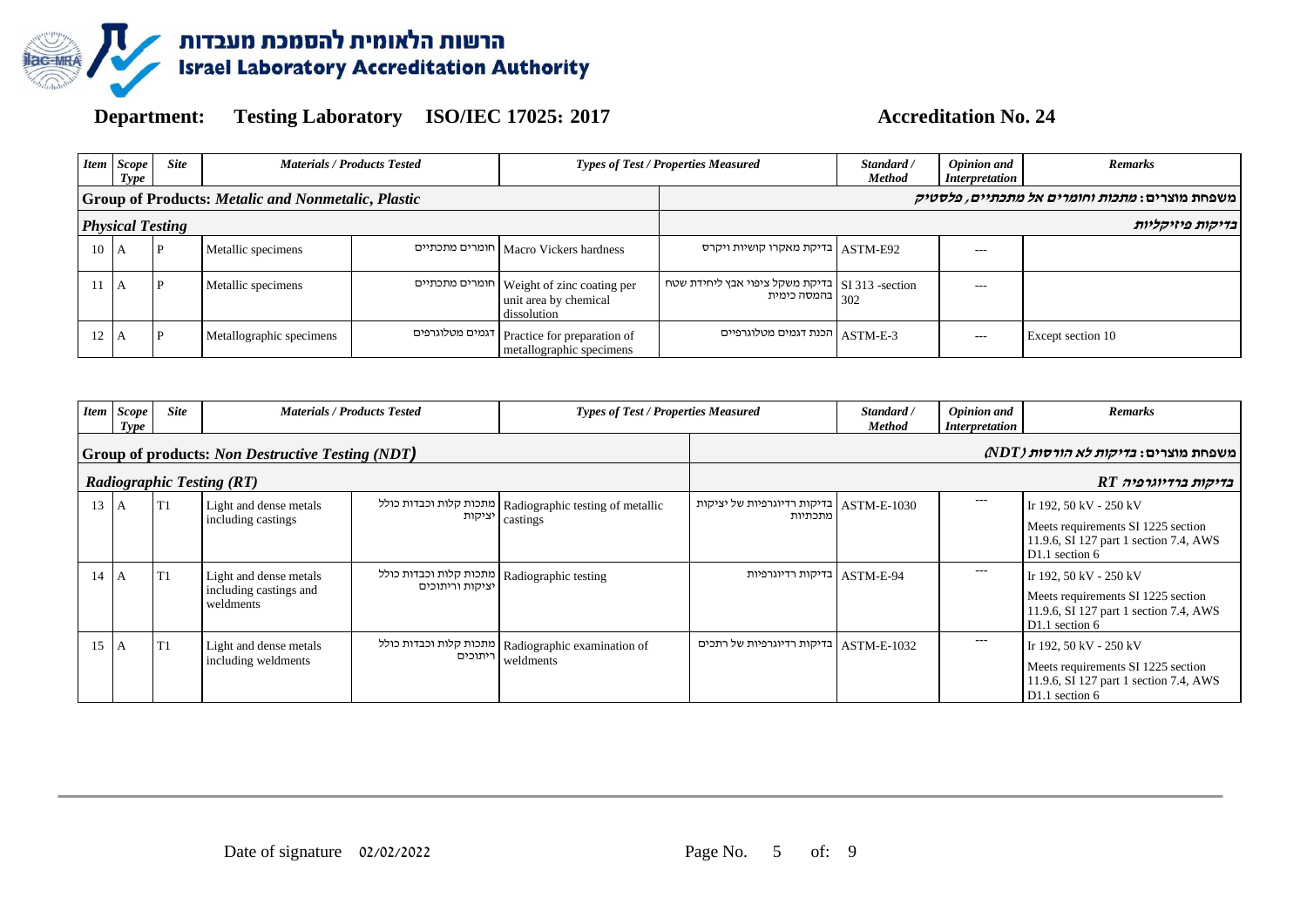**Department: Testing Laboratory ISO/IEC 17025: 2017**

**Accreditation No. 24**

| *Item* | *Scope Type* | *Site* | *Materials / Products Tested* | | *Types of Test / Properties Measured* | | *Standard / Method* | *Opinion and Interpretation* | *Remarks* |
|---|---|---|---|---|---|---|---|---|---|
| **Group of Products: *Metalic and Nonmetalic, Plastic*** | | | | | **משפחת מוצרים: *מתכות וחומרים אל מתכתיים, פלסטיק*** | | | | |
| ***Physical Testing*** | | | | | ***בדיקות פיזיקליות*** | | | | |
| 10 | A | P | Metallic specimens | חומרים מתכתיים | Macro Vickers hardness | בדיקת מאקרו קושיות ויקרס | ASTM-E92 | --- | |
| 11 | A | P | Metallic specimens | חומרים מתכתיים | Weight of zinc coating per unit area by chemical dissolution | בדיקת משקל ציפוי אבץ ליחידת שטח בהמסה כימית | SI 313 -section 302 | --- | |
| 12 | A | P | Metallographic specimens | דגמים מטלוגרפים | Practice for preparation of metallographic specimens | הכנת דגמים מטלוגרפיים | ASTM-E-3 | --- | Except section 10 |

| *Item* | *Scope Type* | *Site* | *Materials / Products Tested* | | *Types of Test / Properties Measured* | | *Standard / Method* | *Opinion and Interpretation* | *Remarks* |
|---|---|---|---|---|---|---|---|---|---|
| **Group of products: *Non Destructive Testing (NDT)*** | | | | | **משפחת מוצרים: *בדיקות לא הורסות (NDT)*** | | | | |
| ***Radiographic Testing (RT)*** | | | | | ***בדיקות ברדיוגרפיה RT*** | | | | |
| 13 | A | T1 | Light and dense metals including castings | מתכות קלות וכבדות כולל יציקות | Radiographic testing of metallic castings | בדיקות רדיוגרפיות של יציקות מתכתיות | ASTM-E-1030 | --- | Ir 192, 50 kV - 250 kV<br>Meets requirements SI 1225 section 11.9.6, SI 127 part 1 section 7.4, AWS D1.1 section 6 |
| 14 | A | T1 | Light and dense metals including castings and weldments | מתכות קלות וכבדות כולל יציקות וריתוכים | Radiographic testing | בדיקות רדיוגרפיות | ASTM-E-94 | --- | Ir 192, 50 kV - 250 kV<br>Meets requirements SI 1225 section 11.9.6, SI 127 part 1 section 7.4, AWS D1.1 section 6 |
| 15 | A | T1 | Light and dense metals including weldments | מתכות קלות וכבדות כולל ריתוכים | Radiographic examination of weldments | בדיקות רדיוגרפיות של רתכים | ASTM-E-1032 | --- | Ir 192, 50 kV - 250 kV<br>Meets requirements SI 1225 section 11.9.6, SI 127 part 1 section 7.4, AWS D1.1 section 6 |

Date of signature 02/02/2022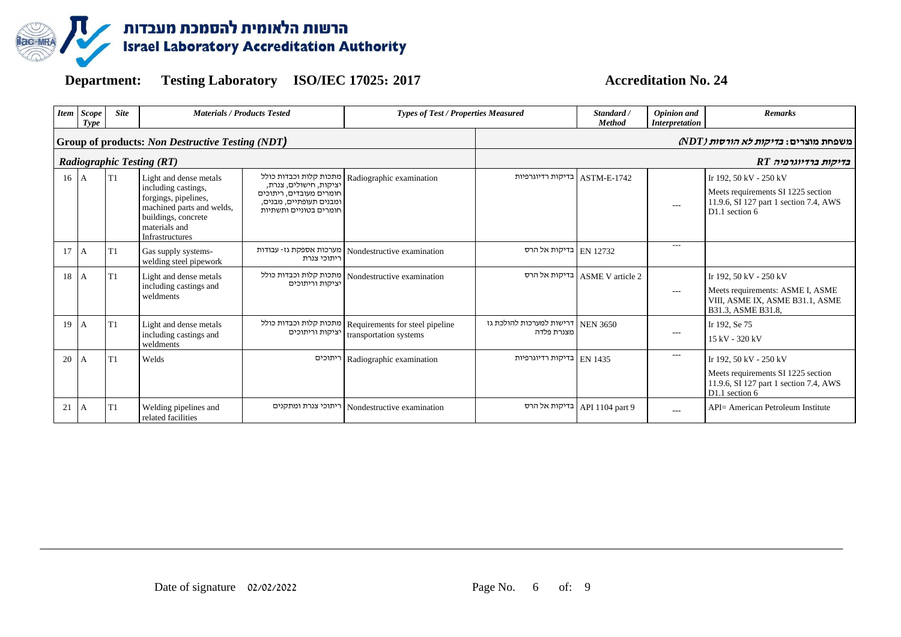# הרשות הלאומית להסמכת מעבדות
# Israel Laboratory Accreditation Authority

**Department:** Testing Laboratory **ISO/IEC 17025: 2017** **Accreditation No. 24**

| Item | Scope Type | Site | Materials / Products Tested | | Types of Test / Properties Measured | | Standard / Method | Opinion and Interpretation | Remarks |
|---|---|---|---|---|---|---|---|---|---|
| **Group of products: *Non Destructive Testing (NDT)*** | | | | | | ***משפחת מוצרים: בדיקות לא הורסות (NDT)*** | | | |
| ***Radiographic Testing (RT)*** | | | | | | ***בדיקות ברדיוגרפיה RT*** | | | |
| 16 | A | T1 | Light and dense metals including castings, forgings, pipelines, machined parts and welds, buildings, concrete materials and Infrastructures | מתכות קלות וכבדות כולל יציקות, חישולים, צנרת, חומרים מעובדים, ריתוכים ומבנים תעופתיים, מבנים, חומרים בטוניים ותשתיות | Radiographic examination | בדיקות רדיוגרפיות | ASTM-E-1742 | --- | Ir 192, 50 kV - 250 kV<br>Meets requirements SI 1225 section 11.9.6, SI 127 part 1 section 7.4, AWS D1.1 section 6 |
| 17 | A | T1 | Gas supply systems-welding steel pipework | מערכות אספקת גז- עבודות ריתוכי צנרת | Nondestructive examination | בדיקות אל הרס | EN 12732 | --- | |
| 18 | A | T1 | Light and dense metals including castings and weldments | מתכות קלות וכבדות כולל יציקות וריתוכים | Nondestructive examination | בדיקות אל הרס | ASME V article 2 | --- | Ir 192, 50 kV - 250 kV<br>Meets requirements: ASME I, ASME VIII, ASME IX, ASME B31.1, ASME B31.3, ASME B31.8, |
| 19 | A | T1 | Light and dense metals including castings and weldments | מתכות קלות וכבדות כולל יציקות וריתוכים | Requirements for steel pipeline transportation systems | דרישות למערכות להולכת גז מצנרת פלדה | NEN 3650 | --- | Ir 192, Se 75<br>15 kV - 320 kV |
| 20 | A | T1 | Welds | ריתוכים | Radiographic examination | בדיקות רדיוגרפיות | EN 1435 | --- | Ir 192, 50 kV - 250 kV<br>Meets requirements SI 1225 section 11.9.6, SI 127 part 1 section 7.4, AWS D1.1 section 6 |
| 21 | A | T1 | Welding pipelines and related facilities | ריתוכי צנרת ומתקנים | Nondestructive examination | בדיקות אל הרס | API 1104 part 9 | --- | API= American Petroleum Institute |

Date of signature 02/02/2022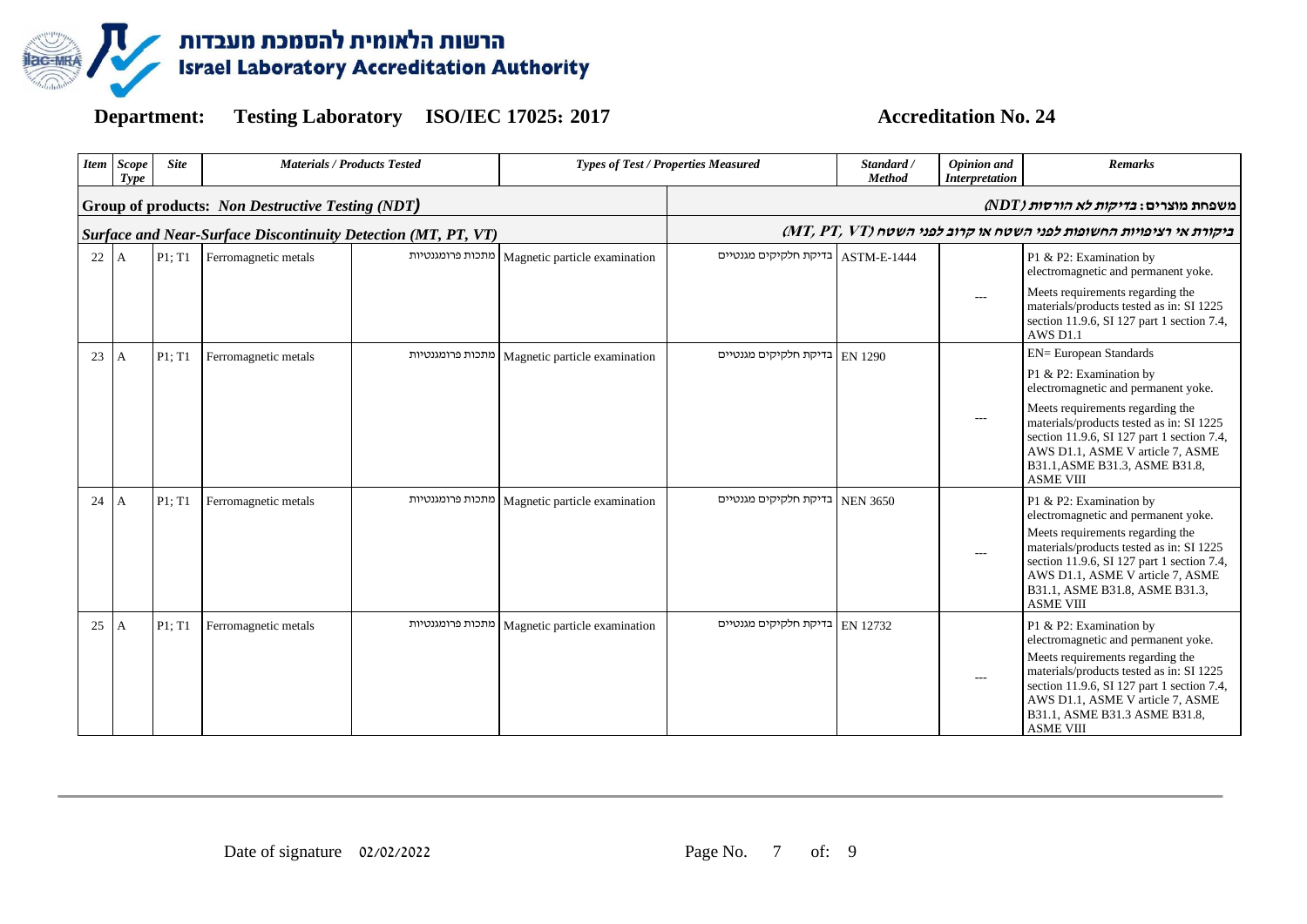**הרשות הלאומית להסמכת מעבדות**
**Israel Laboratory Accreditation Authority**

**Department: Testing Laboratory ISO/IEC 17025: 2017 Accreditation No. 24**

| Item | Scope Type | Site | Materials / Products Tested | | Types of Test / Properties Measured | | Standard / Method | Opinion and Interpretation | Remarks |
|---|---|---|---|---|---|---|---|---|---|
| **Group of products: *Non Destructive Testing (NDT)*** | | | | | ***משפחת מוצרים: בדיקות לא הורסות (NDT)*** | | | | |
| ***Surface and Near-Surface Discontinuity Detection (MT, PT, VT)*** | | | | | ***ביקורת אי רציפויות החשופות לפני השטח או קרוב לפני השטח (MT, PT, VT)*** | | | | |
| 22 | A | P1; T1 | Ferromagnetic metals | מתכות פרומגנטיות | Magnetic particle examination | בדיקת חלקיקים מגנטיים | ASTM-E-1444 | --- | P1 & P2: Examination by electromagnetic and permanent yoke. Meets requirements regarding the materials/products tested as in: SI 1225 section 11.9.6, SI 127 part 1 section 7.4, AWS D1.1 |
| 23 | A | P1; T1 | Ferromagnetic metals | מתכות פרומגנטיות | Magnetic particle examination | בדיקת חלקיקים מגנטיים | EN 1290 | --- | EN= European Standards P1 & P2: Examination by electromagnetic and permanent yoke. Meets requirements regarding the materials/products tested as in: SI 1225 section 11.9.6, SI 127 part 1 section 7.4, AWS D1.1, ASME V article 7, ASME B31.1,ASME B31.3, ASME B31.8, ASME VIII |
| 24 | A | P1; T1 | Ferromagnetic metals | מתכות פרומגנטיות | Magnetic particle examination | בדיקת חלקיקים מגנטיים | NEN 3650 | --- | P1 & P2: Examination by electromagnetic and permanent yoke. Meets requirements regarding the materials/products tested as in: SI 1225 section 11.9.6, SI 127 part 1 section 7.4, AWS D1.1, ASME V article 7, ASME B31.1, ASME B31.8, ASME B31.3, ASME VIII |
| 25 | A | P1; T1 | Ferromagnetic metals | מתכות פרומגנטיות | Magnetic particle examination | בדיקת חלקיקים מגנטיים | EN 12732 | --- | P1 & P2: Examination by electromagnetic and permanent yoke. Meets requirements regarding the materials/products tested as in: SI 1225 section 11.9.6, SI 127 part 1 section 7.4, AWS D1.1, ASME V article 7, ASME B31.1, ASME B31.3 ASME B31.8, ASME VIII |

Date of signature 02/02/2022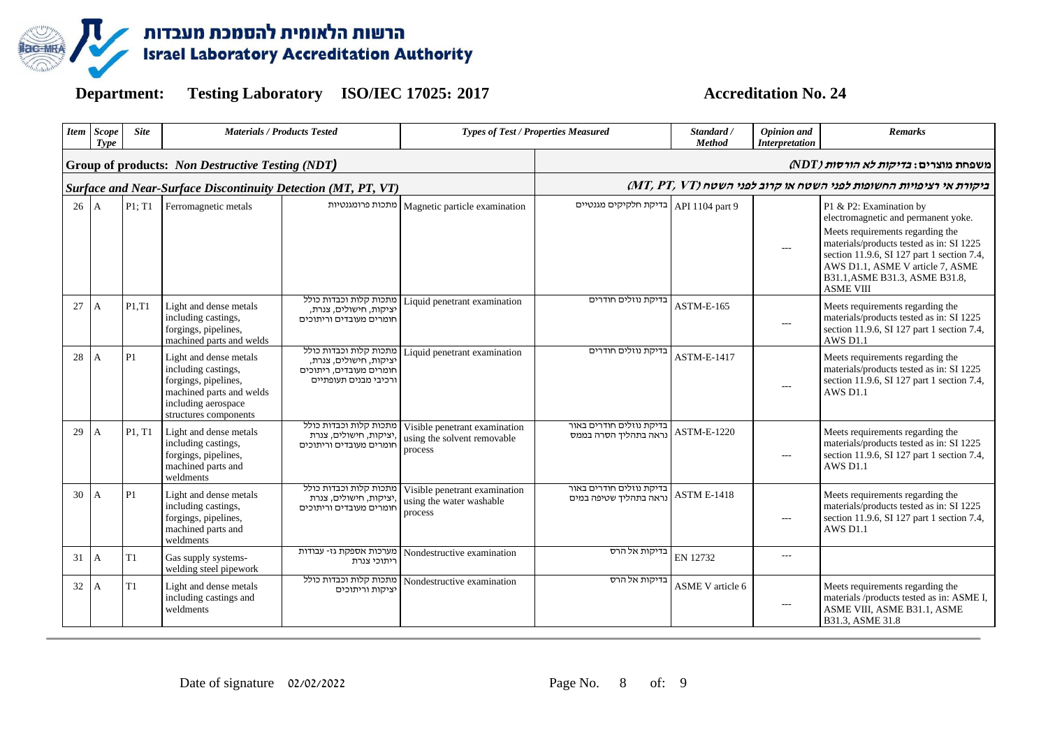# הרשות הלאומית להסמכת מעבדות
# Israel Laboratory Accreditation Authority

**Department: Testing Laboratory ISO/IEC 17025: 2017** **Accreditation No. 24**

| *Item* | *Scope Type* | *Site* | *Materials / Products Tested* | | *Types of Test / Properties Measured* | | *Standard / Method* | *Opinion and Interpretation* | *Remarks* |
|---|---|---|---|---|---|---|---|---|---|
| **Group of products: *Non Destructive Testing (NDT)*** | | | | | | **משפחת מוצרים: *בדיקות לא הורסות (NDT)*** | | | |
| ***Surface and Near-Surface Discontinuity Detection (MT, PT, VT)*** | | | | | | ***ביקורת אי רציפויות החשופות לפני השטח או קרוב לפני השטח (MT, PT, VT)*** | | | |
| 26 | A | P1; T1 | Ferromagnetic metals | מתכות פרומגנטיות | Magnetic particle examination | בדיקת חלקיקים מגנטיים | API 1104 part 9 | --- | P1 & P2: Examination by electromagnetic and permanent yoke. Meets requirements regarding the materials/products tested as in: SI 1225 section 11.9.6, SI 127 part 1 section 7.4, AWS D1.1, ASME V article 7, ASME B31.1,ASME B31.3, ASME B31.8, ASME VIII |
| 27 | A | P1,T1 | Light and dense metals including castings, forgings, pipelines, machined parts and welds | מתכות קלות וכבדות כולל יציקות, חישולים, צנרת, חומרים מעובדים וריתוכים | Liquid penetrant examination | בדיקת נוזלים חודרים | ASTM-E-165 | --- | Meets requirements regarding the materials/products tested as in: SI 1225 section 11.9.6, SI 127 part 1 section 7.4, AWS D1.1 |
| 28 | A | P1 | Light and dense metals including castings, forgings, pipelines, machined parts and welds including aerospace structures components | מתכות קלות וכבדות כולל יציקות, חישולים, צנרת, חומרים מעובדים, ריתוכים ורכיבי מבנים תעופתיים | Liquid penetrant examination | בדיקת נוזלים חודרים | ASTM-E-1417 | --- | Meets requirements regarding the materials/products tested as in: SI 1225 section 11.9.6, SI 127 part 1 section 7.4, AWS D1.1 |
| 29 | A | P1, T1 | Light and dense metals including castings, forgings, pipelines, machined parts and weldments | מתכות קלות וכבדות כולל ,יציקות, חישולים, צנרת חומרים מעובדים וריתוכים | Visible penetrant examination using the solvent removable process | בדיקת נוזלים חודרים באור נראה בתהליך הסרה בממס | ASTM-E-1220 | --- | Meets requirements regarding the materials/products tested as in: SI 1225 section 11.9.6, SI 127 part 1 section 7.4, AWS D1.1 |
| 30 | A | P1 | Light and dense metals including castings, forgings, pipelines, machined parts and weldments | מתכות קלות וכבדות כולל ,יציקות, חישולים, צנרת חומרים מעובדים וריתוכים | Visible penetrant examination using the water washable process | בדיקת נוזלים חודרים באור נראה בתהליך שטיפה במים | ASTM E-1418 | --- | Meets requirements regarding the materials/products tested as in: SI 1225 section 11.9.6, SI 127 part 1 section 7.4, AWS D1.1 |
| 31 | A | T1 | Gas supply systems-welding steel pipework | מערכות אספקת גז- עבודות ריתוכי צנרת | Nondestructive examination | בדיקות אל הרס | EN 12732 | --- | |
| 32 | A | T1 | Light and dense metals including castings and weldments | מתכות קלות וכבדות כולל יציקות וריתוכים | Nondestructive examination | בדיקות אל הרס | ASME V article 6 | --- | Meets requirements regarding the materials /products tested as in: ASME I, ASME VIII, ASME B31.1, ASME B31.3, ASME 31.8 |

Date of signature 02/02/2022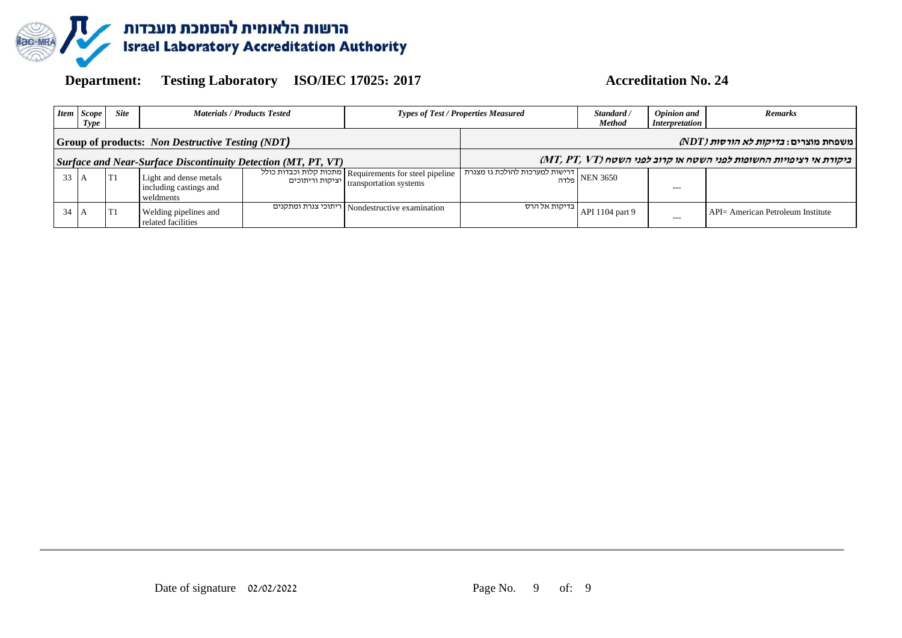**הרשות הלאומית להסמכת מעבדות**
**Israel Laboratory Accreditation Authority**

**Department: Testing Laboratory ISO/IEC 17025: 2017 Accreditation No. 24**

| *Item* | *Scope Type* | *Site* | *Materials / Products Tested* | | *Types of Test / Properties Measured* | | *Standard / Method* | *Opinion and Interpretation* | *Remarks* |
|---|---|---|---|---|---|---|---|---|---|
| **Group of products: *Non Destructive Testing (NDT)*** | | | | | | ***משפחת מוצרים: בדיקות לא הורסות (NDT)*** | | | |
| ***Surface and Near-Surface Discontinuity Detection (MT, PT, VT)*** | | | | | | ***ביקורת אי רציפויות החשופות לפני השטח או קרוב לפני השטח (MT, PT, VT)*** | | | |
| 33 | A | T1 | Light and dense metals including castings and weldments | מתכות קלות וכבדות כולל יציקות וריתוכים | Requirements for steel pipeline transportation systems | דרישות למערכות להולכת גז מצנרת פלדה | NEN 3650 | --- | |
| 34 | A | T1 | Welding pipelines and related facilities | ריתוכי צנרת ומתקנים | Nondestructive examination | בדיקות אל הרס | API 1104 part 9 | --- | API= American Petroleum Institute |

Date of signature 02/02/2022